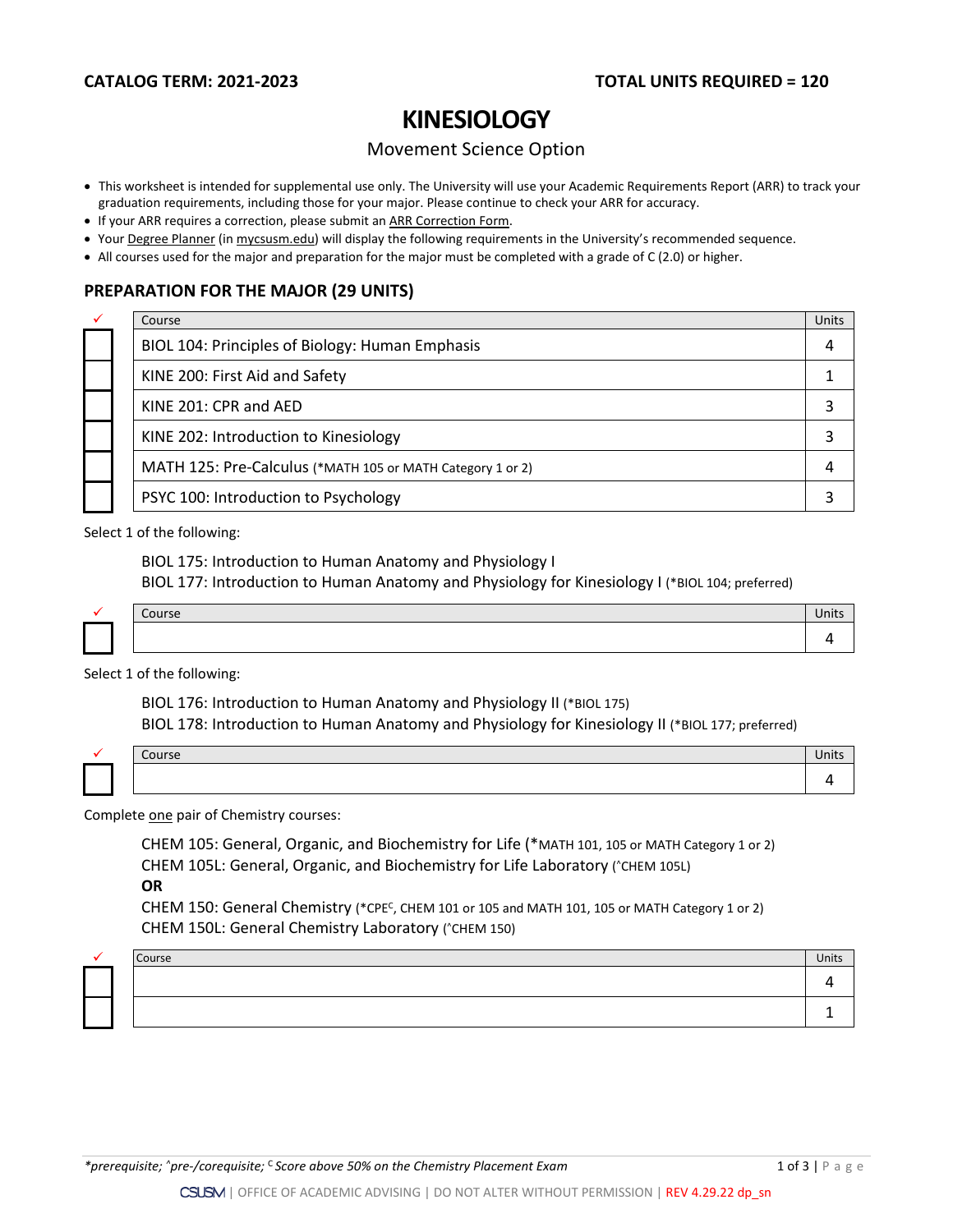**CATALOG TERM: 2021-2023** **TOTAL UNITS REQUIRED = 120**

# KINESIOLOGY

Movement Science Option

- This worksheet is intended for supplemental use only. The University will use your Academic Requirements Report (ARR) to track your graduation requirements, including those for your major. Please continue to check your ARR for accuracy.
- If your ARR requires a correction, please submit an ARR Correction Form.
- Your Degree Planner (in mycsusm.edu) will display the following requirements in the University's recommended sequence.
- All courses used for the major and preparation for the major must be completed with a grade of C (2.0) or higher.

## PREPARATION FOR THE MAJOR (29 UNITS)

| ✓ | Course | Units |
|---|---|---|
| ☐ | BIOL 104: Principles of Biology: Human Emphasis | 4 |
| ☐ | KINE 200: First Aid and Safety | 1 |
| ☐ | KINE 201: CPR and AED | 3 |
| ☐ | KINE 202: Introduction to Kinesiology | 3 |
| ☐ | MATH 125: Pre-Calculus (*MATH 105 or MATH Category 1 or 2) | 4 |
| ☐ | PSYC 100: Introduction to Psychology | 3 |

Select 1 of the following:

BIOL 175: Introduction to Human Anatomy and Physiology I
BIOL 177: Introduction to Human Anatomy and Physiology for Kinesiology I (*BIOL 104; preferred)

| ✓ | Course | Units |
|---|---|---|
| ☐ | | 4 |

Select 1 of the following:

BIOL 176: Introduction to Human Anatomy and Physiology II (*BIOL 175)
BIOL 178: Introduction to Human Anatomy and Physiology for Kinesiology II (*BIOL 177; preferred)

| ✓ | Course | Units |
|---|---|---|
| ☐ | | 4 |

Complete one pair of Chemistry courses:

CHEM 105: General, Organic, and Biochemistry for Life (*MATH 101, 105 or MATH Category 1 or 2)
CHEM 105L: General, Organic, and Biochemistry for Life Laboratory (^CHEM 105L)
**OR**
CHEM 150: General Chemistry (*CPE[C], CHEM 101 or 105 and MATH 101, 105 or MATH Category 1 or 2)
CHEM 150L: General Chemistry Laboratory (^CHEM 150)

| ✓ | Course | Units |
|---|---|---|
| ☐ | | 4 |
| ☐ | | 1 |

*\*prerequisite; ^pre-/corequisite; [C] Score above 50% on the Chemistry Placement Exam*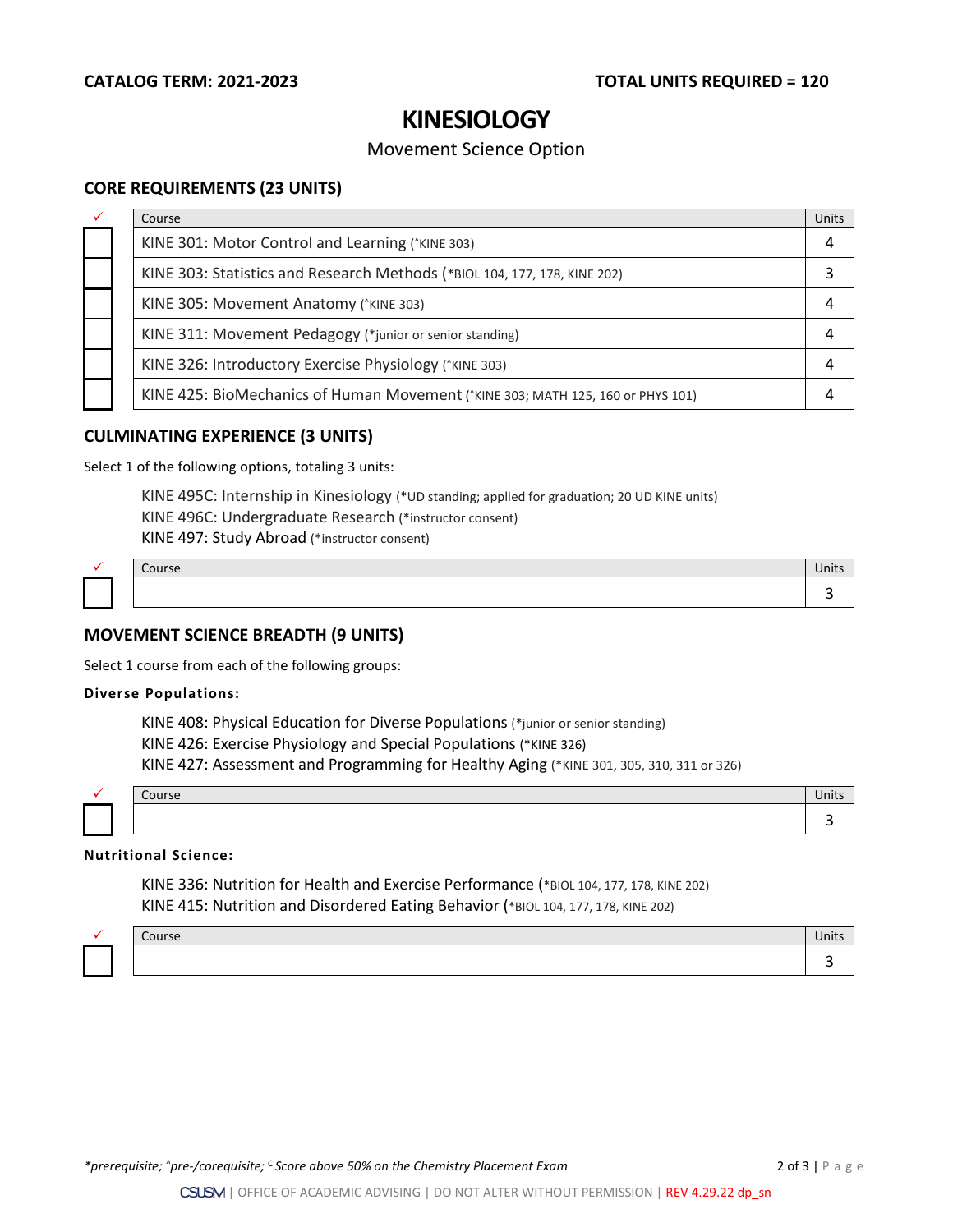**CATALOG TERM: 2021-2023** **TOTAL UNITS REQUIRED = 120**

# KINESIOLOGY

Movement Science Option

## CORE REQUIREMENTS (23 UNITS)

| ✓ | Course | Units |
|---|---|---|
| ☐ | KINE 301: Motor Control and Learning (^KINE 303) | 4 |
| ☐ | KINE 303: Statistics and Research Methods (*BIOL 104, 177, 178, KINE 202) | 3 |
| ☐ | KINE 305: Movement Anatomy (^KINE 303) | 4 |
| ☐ | KINE 311: Movement Pedagogy (*junior or senior standing) | 4 |
| ☐ | KINE 326: Introductory Exercise Physiology (^KINE 303) | 4 |
| ☐ | KINE 425: BioMechanics of Human Movement (^KINE 303; MATH 125, 160 or PHYS 101) | 4 |

## CULMINATING EXPERIENCE (3 UNITS)

Select 1 of the following options, totaling 3 units:

- KINE 495C: Internship in Kinesiology (*UD standing; applied for graduation; 20 UD KINE units)
- KINE 496C: Undergraduate Research (*instructor consent)
- KINE 497: Study Abroad (*instructor consent)

| ✓ | Course | Units |
|---|---|---|
| ☐ | | 3 |

## MOVEMENT SCIENCE BREADTH (9 UNITS)

Select 1 course from each of the following groups:

**Diverse Populations:**

- KINE 408: Physical Education for Diverse Populations (*junior or senior standing)
- KINE 426: Exercise Physiology and Special Populations (*KINE 326)
- KINE 427: Assessment and Programming for Healthy Aging (*KINE 301, 305, 310, 311 or 326)

| ✓ | Course | Units |
|---|---|---|
| ☐ | | 3 |

**Nutritional Science:**

- KINE 336: Nutrition for Health and Exercise Performance (*BIOL 104, 177, 178, KINE 202)
- KINE 415: Nutrition and Disordered Eating Behavior (*BIOL 104, 177, 178, KINE 202)

| ✓ | Course | Units |
|---|---|---|
| ☐ | | 3 |

*prerequisite; ^pre-/corequisite; [C] Score above 50% on the Chemistry Placement Exam

CSUSM | OFFICE OF ACADEMIC ADVISING | DO NOT ALTER WITHOUT PERMISSION | REV 4.29.22 dp_sn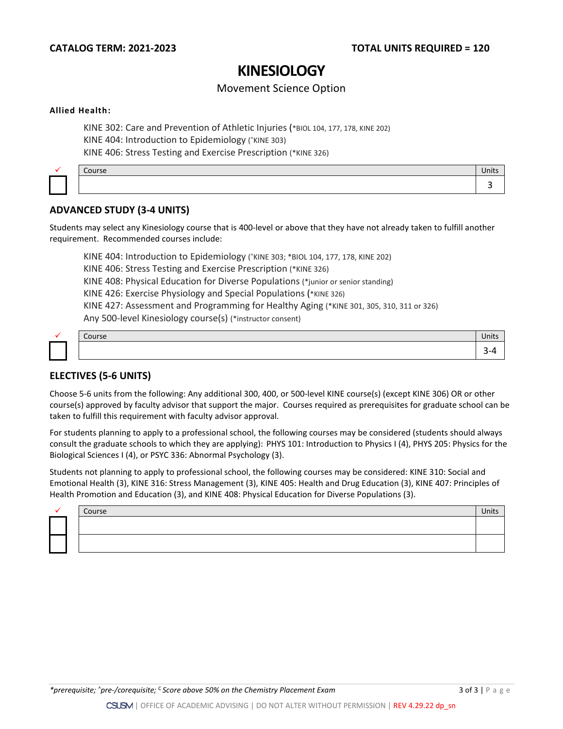**CATALOG TERM: 2021-2023** **TOTAL UNITS REQUIRED = 120**

# KINESIOLOGY

Movement Science Option

**Allied Health:**

- KINE 302: Care and Prevention of Athletic Injuries (*BIOL 104, 177, 178, KINE 202)
- KINE 404: Introduction to Epidemiology (^KINE 303)
- KINE 406: Stress Testing and Exercise Prescription (*KINE 326)

| ✓ | Course | Units |
|---|---|---|
| ☐ | | 3 |

## ADVANCED STUDY (3-4 UNITS)

Students may select any Kinesiology course that is 400-level or above that they have not already taken to fulfill another requirement. Recommended courses include:

- KINE 404: Introduction to Epidemiology (^KINE 303; *BIOL 104, 177, 178, KINE 202)
- KINE 406: Stress Testing and Exercise Prescription (*KINE 326)
- KINE 408: Physical Education for Diverse Populations (*junior or senior standing)
- KINE 426: Exercise Physiology and Special Populations (*KINE 326)
- KINE 427: Assessment and Programming for Healthy Aging (*KINE 301, 305, 310, 311 or 326)
- Any 500-level Kinesiology course(s) (*instructor consent)

| ✓ | Course | Units |
|---|---|---|
| ☐ | | 3-4 |

## ELECTIVES (5-6 UNITS)

Choose 5-6 units from the following: Any additional 300, 400, or 500-level KINE course(s) (except KINE 306) OR or other course(s) approved by faculty advisor that support the major. Courses required as prerequisites for graduate school can be taken to fulfill this requirement with faculty advisor approval.

For students planning to apply to a professional school, the following courses may be considered (students should always consult the graduate schools to which they are applying): PHYS 101: Introduction to Physics I (4), PHYS 205: Physics for the Biological Sciences I (4), or PSYC 336: Abnormal Psychology (3).

Students not planning to apply to professional school, the following courses may be considered: KINE 310: Social and Emotional Health (3), KINE 316: Stress Management (3), KINE 405: Health and Drug Education (3), KINE 407: Principles of Health Promotion and Education (3), and KINE 408: Physical Education for Diverse Populations (3).

| ✓ | Course | Units |
|---|---|---|
| ☐ | | |
| ☐ | | |

*prerequisite; ^pre-/corequisite; [C] Score above 50% on the Chemistry Placement Exam

CSUSM | OFFICE OF ACADEMIC ADVISING | DO NOT ALTER WITHOUT PERMISSION | REV 4.29.22 dp_sn